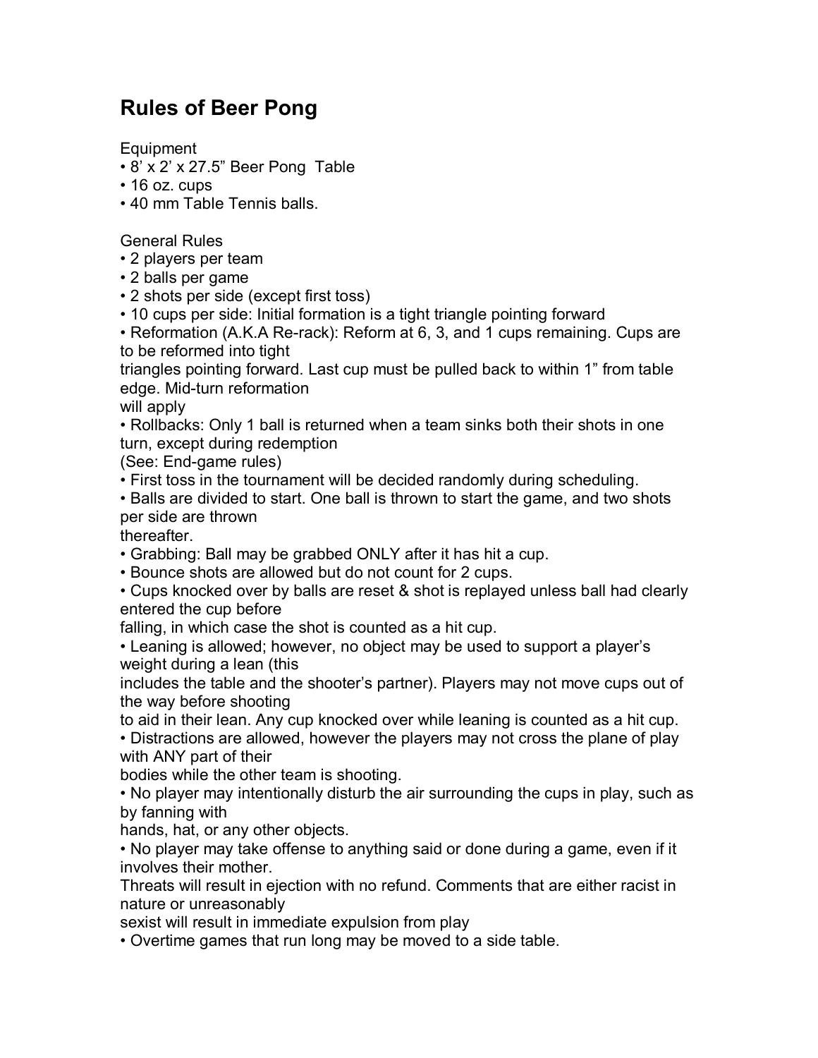# Rules of Beer Pong

Equipment

- 8' x 2' x 27.5" Beer Pong Table
- 16 oz. cups
- 40 mm Table Tennis balls.

General Rules

- 2 players per team
- 2 balls per game
- 2 shots per side (except first toss)
- 10 cups per side: Initial formation is a tight triangle pointing forward
- Reformation (A.K.A Re-rack): Reform at 6, 3, and 1 cups remaining. Cups are to be reformed into tight triangles pointing forward. Last cup must be pulled back to within 1" from table edge. Mid-turn reformation will apply
- Rollbacks: Only 1 ball is returned when a team sinks both their shots in one turn, except during redemption (See: End-game rules)
- First toss in the tournament will be decided randomly during scheduling.
- Balls are divided to start. One ball is thrown to start the game, and two shots per side are thrown thereafter.
- Grabbing: Ball may be grabbed ONLY after it has hit a cup.
- Bounce shots are allowed but do not count for 2 cups.
- Cups knocked over by balls are reset & shot is replayed unless ball had clearly entered the cup before falling, in which case the shot is counted as a hit cup.
- Leaning is allowed; however, no object may be used to support a player's weight during a lean (this includes the table and the shooter's partner). Players may not move cups out of the way before shooting to aid in their lean. Any cup knocked over while leaning is counted as a hit cup.
- Distractions are allowed, however the players may not cross the plane of play with ANY part of their bodies while the other team is shooting.
- No player may intentionally disturb the air surrounding the cups in play, such as by fanning with hands, hat, or any other objects.
- No player may take offense to anything said or done during a game, even if it involves their mother. Threats will result in ejection with no refund. Comments that are either racist in nature or unreasonably sexist will result in immediate expulsion from play
- Overtime games that run long may be moved to a side table.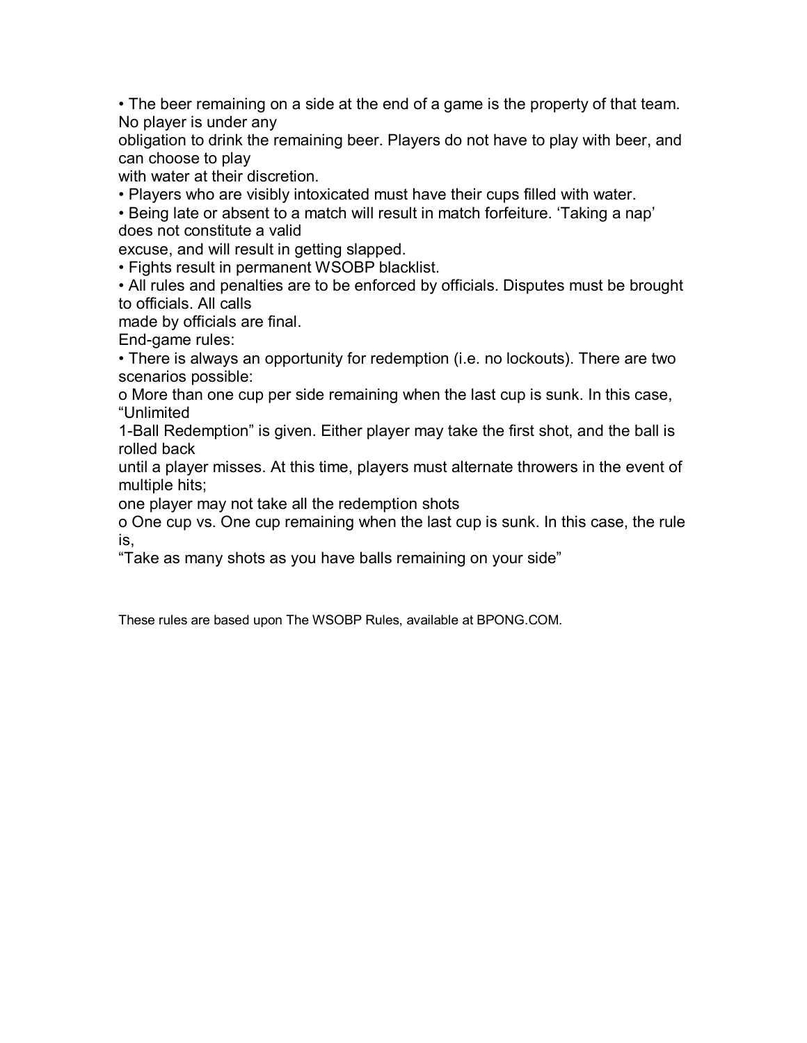- The beer remaining on a side at the end of a game is the property of that team. No player is under any obligation to drink the remaining beer. Players do not have to play with beer, and can choose to play with water at their discretion.
- Players who are visibly intoxicated must have their cups filled with water.
- Being late or absent to a match will result in match forfeiture. 'Taking a nap' does not constitute a valid excuse, and will result in getting slapped.
- Fights result in permanent WSOBP blacklist.
- All rules and penalties are to be enforced by officials. Disputes must be brought to officials. All calls made by officials are final.

End-game rules:

- There is always an opportunity for redemption (i.e. no lockouts). There are two scenarios possible:
  - More than one cup per side remaining when the last cup is sunk. In this case, "Unlimited 1-Ball Redemption" is given. Either player may take the first shot, and the ball is rolled back until a player misses. At this time, players must alternate throwers in the event of multiple hits; one player may not take all the redemption shots
  - One cup vs. One cup remaining when the last cup is sunk. In this case, the rule is, "Take as many shots as you have balls remaining on your side"

These rules are based upon The WSOBP Rules, available at BPONG.COM.